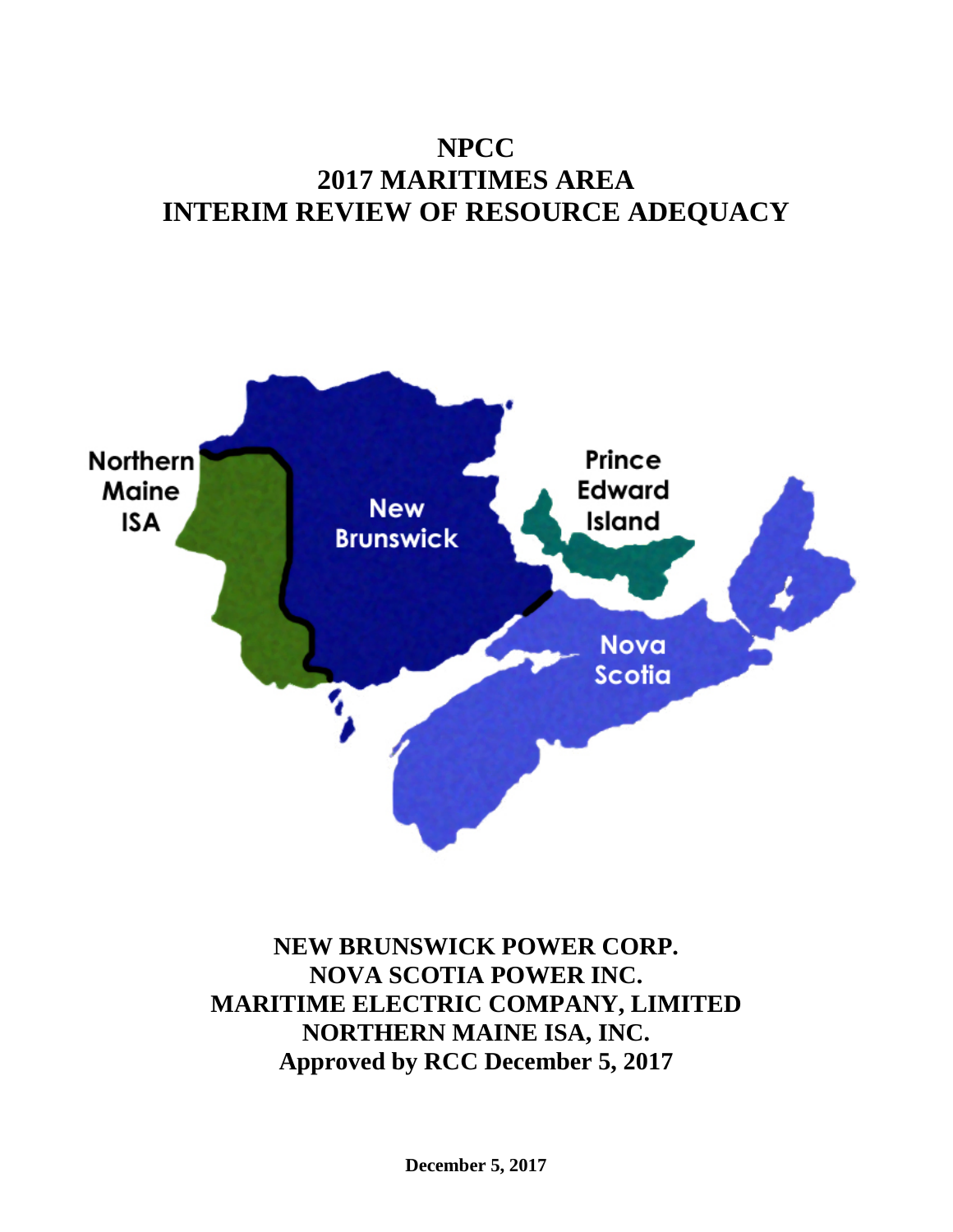# NPCC
# 2017 MARITIMES AREA
# INTERIM REVIEW OF RESOURCE ADEQUACY

**NEW BRUNSWICK POWER CORP.**
**NOVA SCOTIA POWER INC.**
**MARITIME ELECTRIC COMPANY, LIMITED**
**NORTHERN MAINE ISA, INC.**
**Approved by RCC December 5, 2017**

**December 5, 2017**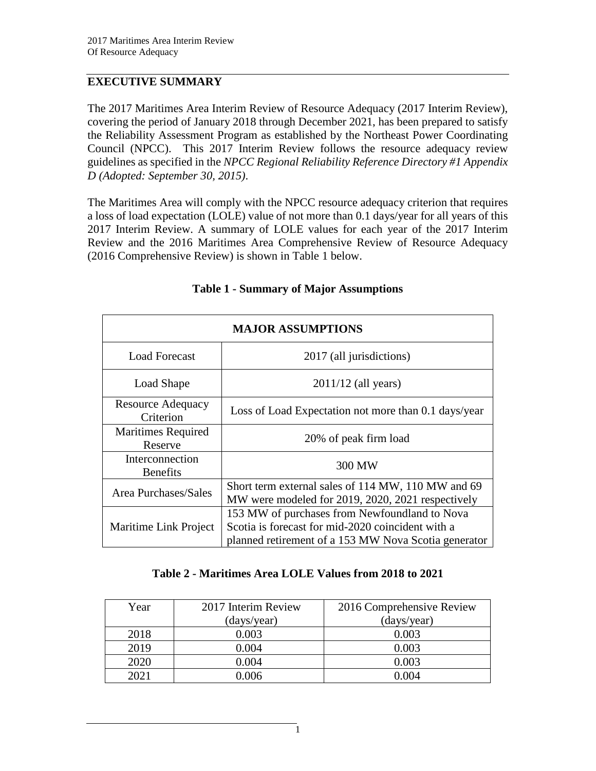## EXECUTIVE SUMMARY

The 2017 Maritimes Area Interim Review of Resource Adequacy (2017 Interim Review), covering the period of January 2018 through December 2021, has been prepared to satisfy the Reliability Assessment Program as established by the Northeast Power Coordinating Council (NPCC). This 2017 Interim Review follows the resource adequacy review guidelines as specified in the *NPCC Regional Reliability Reference Directory #1 Appendix D (Adopted: September 30, 2015)*.

The Maritimes Area will comply with the NPCC resource adequacy criterion that requires a loss of load expectation (LOLE) value of not more than 0.1 days/year for all years of this 2017 Interim Review. A summary of LOLE values for each year of the 2017 Interim Review and the 2016 Maritimes Area Comprehensive Review of Resource Adequacy (2016 Comprehensive Review) is shown in Table 1 below.

**Table 1 - Summary of Major Assumptions**

| MAJOR ASSUMPTIONS | |
|---|---|
| Load Forecast | 2017 (all jurisdictions) |
| Load Shape | 2011/12 (all years) |
| Resource Adequacy Criterion | Loss of Load Expectation not more than 0.1 days/year |
| Maritimes Required Reserve | 20% of peak firm load |
| Interconnection Benefits | 300 MW |
| Area Purchases/Sales | Short term external sales of 114 MW, 110 MW and 69 MW were modeled for 2019, 2020, 2021 respectively |
| Maritime Link Project | 153 MW of purchases from Newfoundland to Nova Scotia is forecast for mid-2020 coincident with a planned retirement of a 153 MW Nova Scotia generator |

**Table 2 - Maritimes Area LOLE Values from 2018 to 2021**

| Year | 2017 Interim Review (days/year) | 2016 Comprehensive Review (days/year) |
|---|---|---|
| 2018 | 0.003 | 0.003 |
| 2019 | 0.004 | 0.003 |
| 2020 | 0.004 | 0.003 |
| 2021 | 0.006 | 0.004 |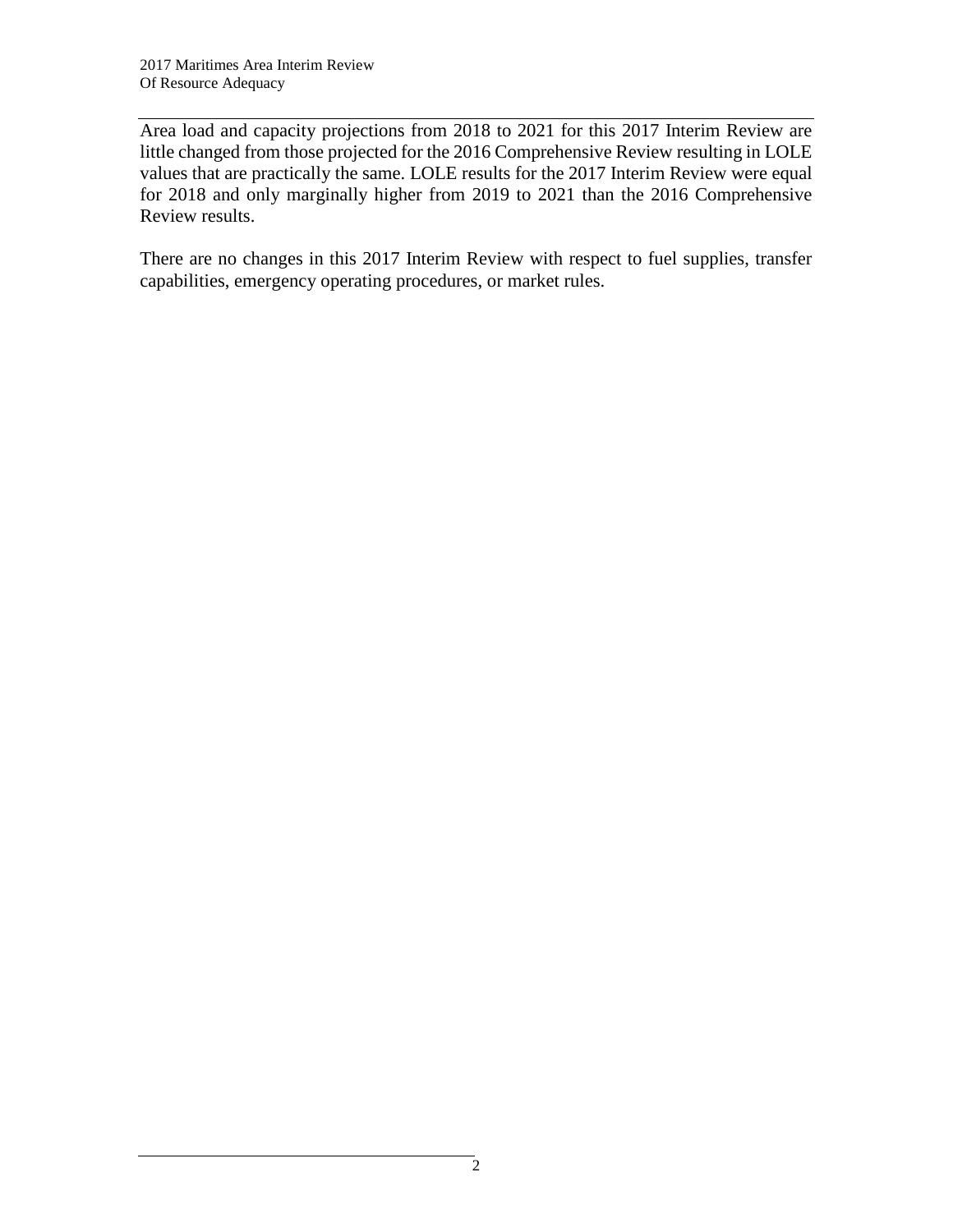Area load and capacity projections from 2018 to 2021 for this 2017 Interim Review are little changed from those projected for the 2016 Comprehensive Review resulting in LOLE values that are practically the same. LOLE results for the 2017 Interim Review were equal for 2018 and only marginally higher from 2019 to 2021 than the 2016 Comprehensive Review results.

There are no changes in this 2017 Interim Review with respect to fuel supplies, transfer capabilities, emergency operating procedures, or market rules.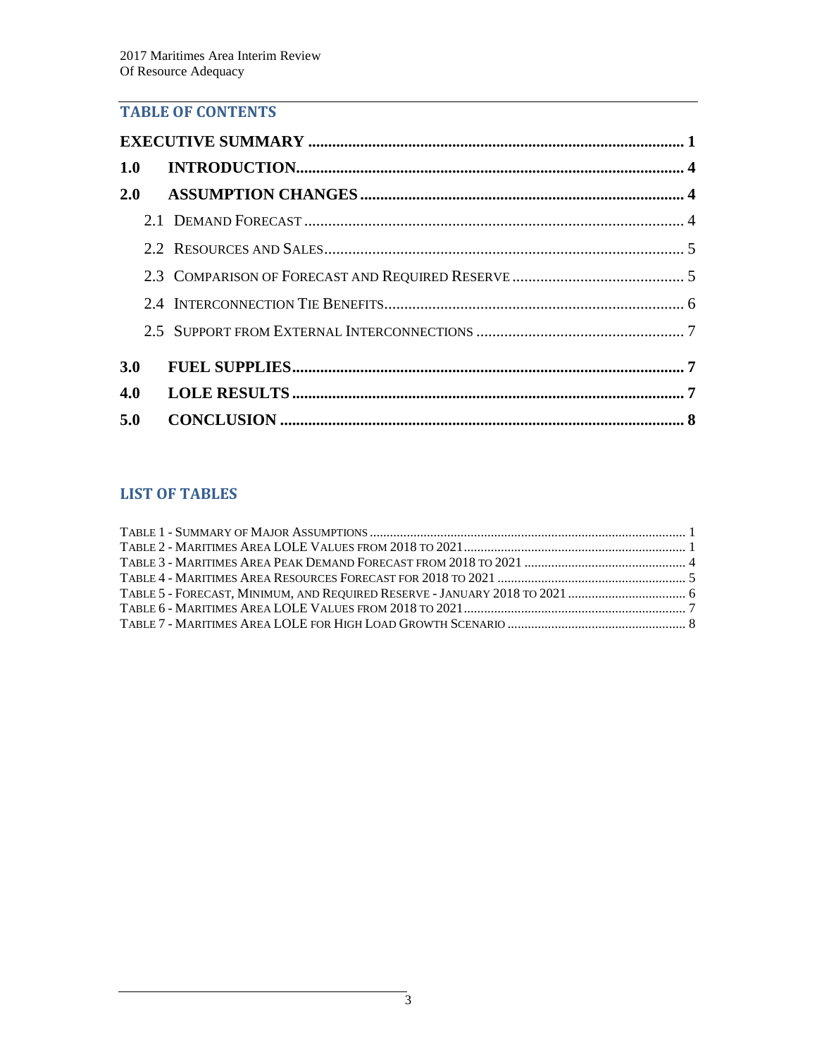## TABLE OF CONTENTS

**EXECUTIVE SUMMARY** .......... **1**

**1.0 INTRODUCTION** .......... **4**

**2.0 ASSUMPTION CHANGES** .......... **4**

- 2.1 DEMAND FORECAST .......... 4
- 2.2 RESOURCES AND SALES .......... 5
- 2.3 COMPARISON OF FORECAST AND REQUIRED RESERVE .......... 5
- 2.4 INTERCONNECTION TIE BENEFITS .......... 6
- 2.5 SUPPORT FROM EXTERNAL INTERCONNECTIONS .......... 7

**3.0 FUEL SUPPLIES** .......... **7**

**4.0 LOLE RESULTS** .......... **7**

**5.0 CONCLUSION** .......... **8**

## LIST OF TABLES

TABLE 1 - SUMMARY OF MAJOR ASSUMPTIONS .......... 1
TABLE 2 - MARITIMES AREA LOLE VALUES FROM 2018 TO 2021 .......... 1
TABLE 3 - MARITIMES AREA PEAK DEMAND FORECAST FROM 2018 TO 2021 .......... 4
TABLE 4 - MARITIMES AREA RESOURCES FORECAST FOR 2018 TO 2021 .......... 5
TABLE 5 - FORECAST, MINIMUM, AND REQUIRED RESERVE - JANUARY 2018 TO 2021 .......... 6
TABLE 6 - MARITIMES AREA LOLE VALUES FROM 2018 TO 2021 .......... 7
TABLE 7 - MARITIMES AREA LOLE FOR HIGH LOAD GROWTH SCENARIO .......... 8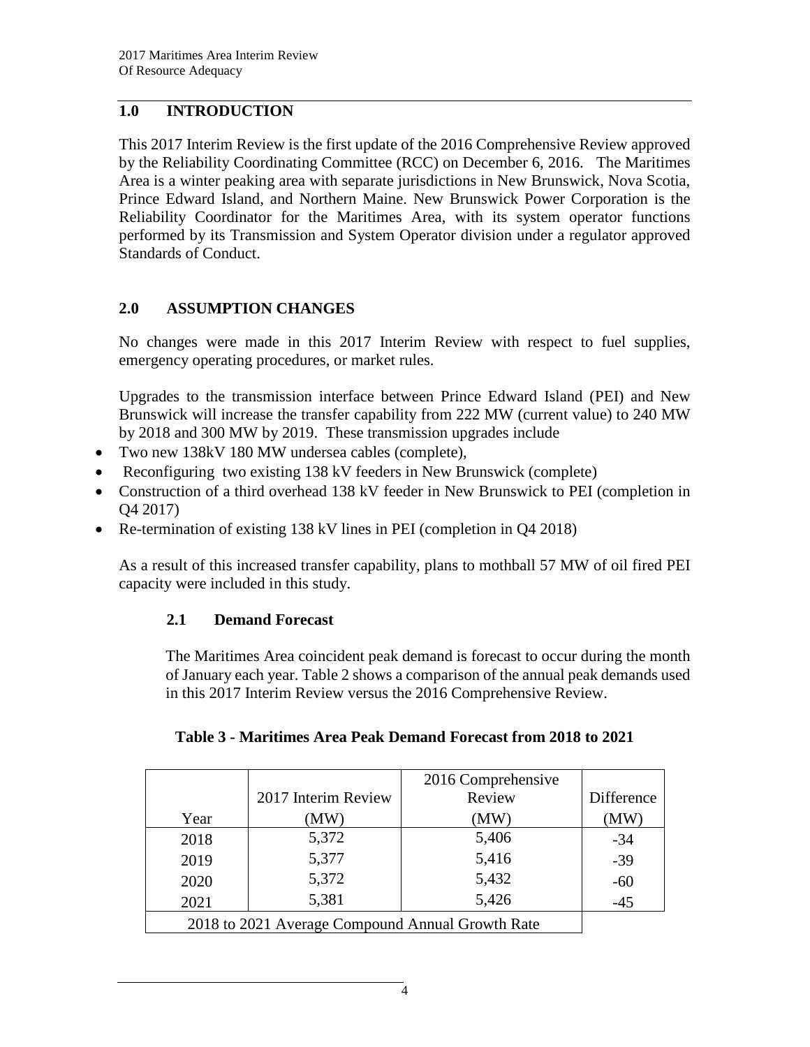## 1.0 INTRODUCTION

This 2017 Interim Review is the first update of the 2016 Comprehensive Review approved by the Reliability Coordinating Committee (RCC) on December 6, 2016. The Maritimes Area is a winter peaking area with separate jurisdictions in New Brunswick, Nova Scotia, Prince Edward Island, and Northern Maine. New Brunswick Power Corporation is the Reliability Coordinator for the Maritimes Area, with its system operator functions performed by its Transmission and System Operator division under a regulator approved Standards of Conduct.

## 2.0 ASSUMPTION CHANGES

No changes were made in this 2017 Interim Review with respect to fuel supplies, emergency operating procedures, or market rules.

Upgrades to the transmission interface between Prince Edward Island (PEI) and New Brunswick will increase the transfer capability from 222 MW (current value) to 240 MW by 2018 and 300 MW by 2019. These transmission upgrades include

- Two new 138kV 180 MW undersea cables (complete),
- Reconfiguring two existing 138 kV feeders in New Brunswick (complete)
- Construction of a third overhead 138 kV feeder in New Brunswick to PEI (completion in Q4 2017)
- Re-termination of existing 138 kV lines in PEI (completion in Q4 2018)

As a result of this increased transfer capability, plans to mothball 57 MW of oil fired PEI capacity were included in this study.

### 2.1 Demand Forecast

The Maritimes Area coincident peak demand is forecast to occur during the month of January each year. Table 2 shows a comparison of the annual peak demands used in this 2017 Interim Review versus the 2016 Comprehensive Review.

**Table 3 - Maritimes Area Peak Demand Forecast from 2018 to 2021**

| Year | 2017 Interim Review (MW) | 2016 Comprehensive Review (MW) | Difference (MW) |
|---|---|---|---|
| 2018 | 5,372 | 5,406 | -34 |
| 2019 | 5,377 | 5,416 | -39 |
| 2020 | 5,372 | 5,432 | -60 |
| 2021 | 5,381 | 5,426 | -45 |
| 2018 to 2021 Average Compound Annual Growth Rate | | | |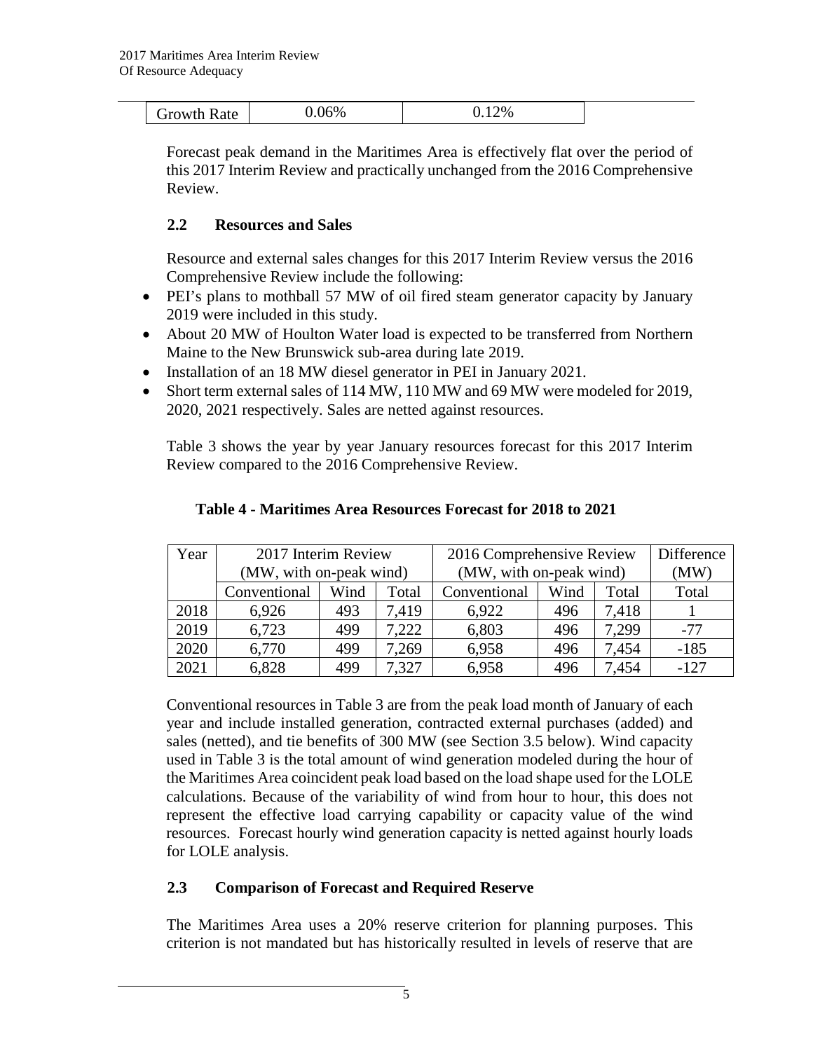| Growth Rate | 0.06% | 0.12% |
|---|---|---|

Forecast peak demand in the Maritimes Area is effectively flat over the period of this 2017 Interim Review and practically unchanged from the 2016 Comprehensive Review.

## 2.2 Resources and Sales

Resource and external sales changes for this 2017 Interim Review versus the 2016 Comprehensive Review include the following:

- PEI's plans to mothball 57 MW of oil fired steam generator capacity by January 2019 were included in this study.
- About 20 MW of Houlton Water load is expected to be transferred from Northern Maine to the New Brunswick sub-area during late 2019.
- Installation of an 18 MW diesel generator in PEI in January 2021.
- Short term external sales of 114 MW, 110 MW and 69 MW were modeled for 2019, 2020, 2021 respectively. Sales are netted against resources.

Table 3 shows the year by year January resources forecast for this 2017 Interim Review compared to the 2016 Comprehensive Review.

**Table 4 - Maritimes Area Resources Forecast for 2018 to 2021**

| Year | 2017 Interim Review (MW, with on-peak wind) | | | 2016 Comprehensive Review (MW, with on-peak wind) | | | Difference (MW) |
|---|---|---|---|---|---|---|---|
| | Conventional | Wind | Total | Conventional | Wind | Total | Total |
| 2018 | 6,926 | 493 | 7,419 | 6,922 | 496 | 7,418 | 1 |
| 2019 | 6,723 | 499 | 7,222 | 6,803 | 496 | 7,299 | -77 |
| 2020 | 6,770 | 499 | 7,269 | 6,958 | 496 | 7,454 | -185 |
| 2021 | 6,828 | 499 | 7,327 | 6,958 | 496 | 7,454 | -127 |

Conventional resources in Table 3 are from the peak load month of January of each year and include installed generation, contracted external purchases (added) and sales (netted), and tie benefits of 300 MW (see Section 3.5 below). Wind capacity used in Table 3 is the total amount of wind generation modeled during the hour of the Maritimes Area coincident peak load based on the load shape used for the LOLE calculations. Because of the variability of wind from hour to hour, this does not represent the effective load carrying capability or capacity value of the wind resources. Forecast hourly wind generation capacity is netted against hourly loads for LOLE analysis.

## 2.3 Comparison of Forecast and Required Reserve

The Maritimes Area uses a 20% reserve criterion for planning purposes. This criterion is not mandated but has historically resulted in levels of reserve that are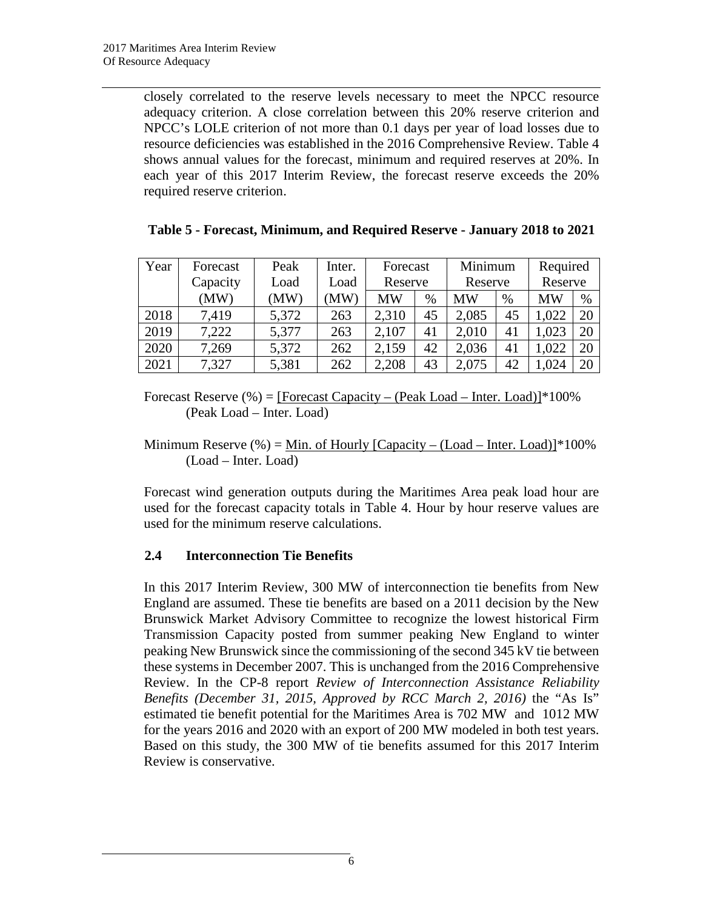closely correlated to the reserve levels necessary to meet the NPCC resource adequacy criterion. A close correlation between this 20% reserve criterion and NPCC's LOLE criterion of not more than 0.1 days per year of load losses due to resource deficiencies was established in the 2016 Comprehensive Review. Table 4 shows annual values for the forecast, minimum and required reserves at 20%. In each year of this 2017 Interim Review, the forecast reserve exceeds the 20% required reserve criterion.

**Table 5 - Forecast, Minimum, and Required Reserve - January 2018 to 2021**

| Year | Forecast Capacity (MW) | Peak Load (MW) | Inter. Load (MW) | Forecast Reserve | | Minimum Reserve | | Required Reserve | |
|---|---|---|---|---|---|---|---|---|---|
| | | | | MW | % | MW | % | MW | % |
| 2018 | 7,419 | 5,372 | 263 | 2,310 | 45 | 2,085 | 45 | 1,022 | 20 |
| 2019 | 7,222 | 5,377 | 263 | 2,107 | 41 | 2,010 | 41 | 1,023 | 20 |
| 2020 | 7,269 | 5,372 | 262 | 2,159 | 42 | 2,036 | 41 | 1,022 | 20 |
| 2021 | 7,327 | 5,381 | 262 | 2,208 | 43 | 2,075 | 42 | 1,024 | 20 |

$$\text{Forecast Reserve (\%)} = \frac{[\text{Forecast Capacity} - (\text{Peak Load} - \text{Inter. Load})]}{(\text{Peak Load} - \text{Inter. Load})} * 100\%$$

$$\text{Minimum Reserve (\%)} = \frac{\text{Min. of Hourly } [\text{Capacity} - (\text{Load} - \text{Inter. Load})]}{(\text{Load} - \text{Inter. Load})} * 100\%$$

Forecast wind generation outputs during the Maritimes Area peak load hour are used for the forecast capacity totals in Table 4. Hour by hour reserve values are used for the minimum reserve calculations.

## 2.4 Interconnection Tie Benefits

In this 2017 Interim Review, 300 MW of interconnection tie benefits from New England are assumed. These tie benefits are based on a 2011 decision by the New Brunswick Market Advisory Committee to recognize the lowest historical Firm Transmission Capacity posted from summer peaking New England to winter peaking New Brunswick since the commissioning of the second 345 kV tie between these systems in December 2007. This is unchanged from the 2016 Comprehensive Review. In the CP-8 report *Review of Interconnection Assistance Reliability Benefits (December 31, 2015, Approved by RCC March 2, 2016)* the "As Is" estimated tie benefit potential for the Maritimes Area is 702 MW and 1012 MW for the years 2016 and 2020 with an export of 200 MW modeled in both test years. Based on this study, the 300 MW of tie benefits assumed for this 2017 Interim Review is conservative.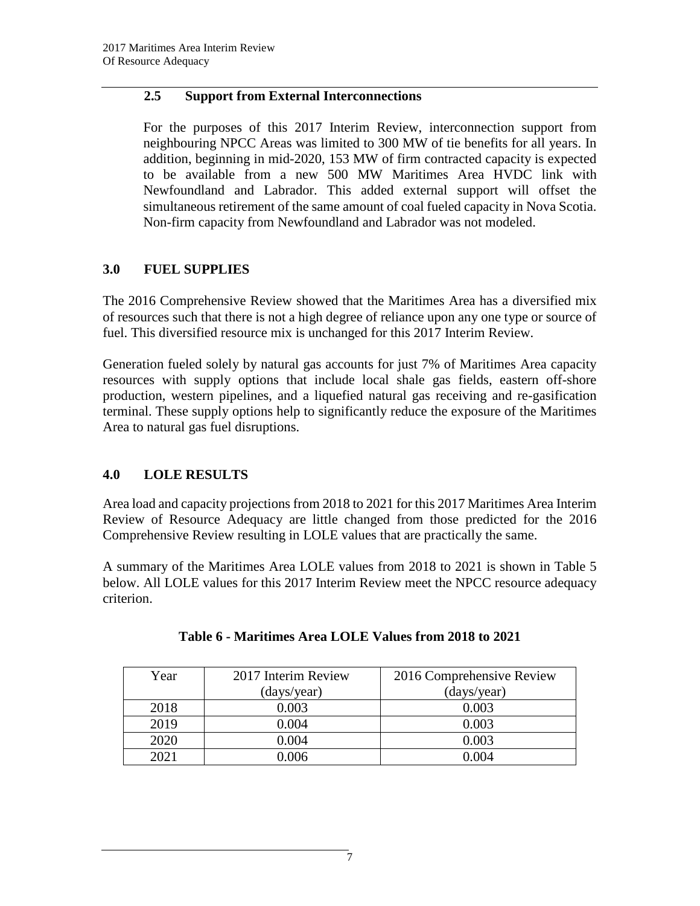## 2.5 Support from External Interconnections

For the purposes of this 2017 Interim Review, interconnection support from neighbouring NPCC Areas was limited to 300 MW of tie benefits for all years. In addition, beginning in mid-2020, 153 MW of firm contracted capacity is expected to be available from a new 500 MW Maritimes Area HVDC link with Newfoundland and Labrador. This added external support will offset the simultaneous retirement of the same amount of coal fueled capacity in Nova Scotia. Non-firm capacity from Newfoundland and Labrador was not modeled.

# 3.0 FUEL SUPPLIES

The 2016 Comprehensive Review showed that the Maritimes Area has a diversified mix of resources such that there is not a high degree of reliance upon any one type or source of fuel. This diversified resource mix is unchanged for this 2017 Interim Review.

Generation fueled solely by natural gas accounts for just 7% of Maritimes Area capacity resources with supply options that include local shale gas fields, eastern off-shore production, western pipelines, and a liquefied natural gas receiving and re-gasification terminal. These supply options help to significantly reduce the exposure of the Maritimes Area to natural gas fuel disruptions.

# 4.0 LOLE RESULTS

Area load and capacity projections from 2018 to 2021 for this 2017 Maritimes Area Interim Review of Resource Adequacy are little changed from those predicted for the 2016 Comprehensive Review resulting in LOLE values that are practically the same.

A summary of the Maritimes Area LOLE values from 2018 to 2021 is shown in Table 5 below. All LOLE values for this 2017 Interim Review meet the NPCC resource adequacy criterion.

**Table 6 - Maritimes Area LOLE Values from 2018 to 2021**

| Year | 2017 Interim Review (days/year) | 2016 Comprehensive Review (days/year) |
|---|---|---|
| 2018 | 0.003 | 0.003 |
| 2019 | 0.004 | 0.003 |
| 2020 | 0.004 | 0.003 |
| 2021 | 0.006 | 0.004 |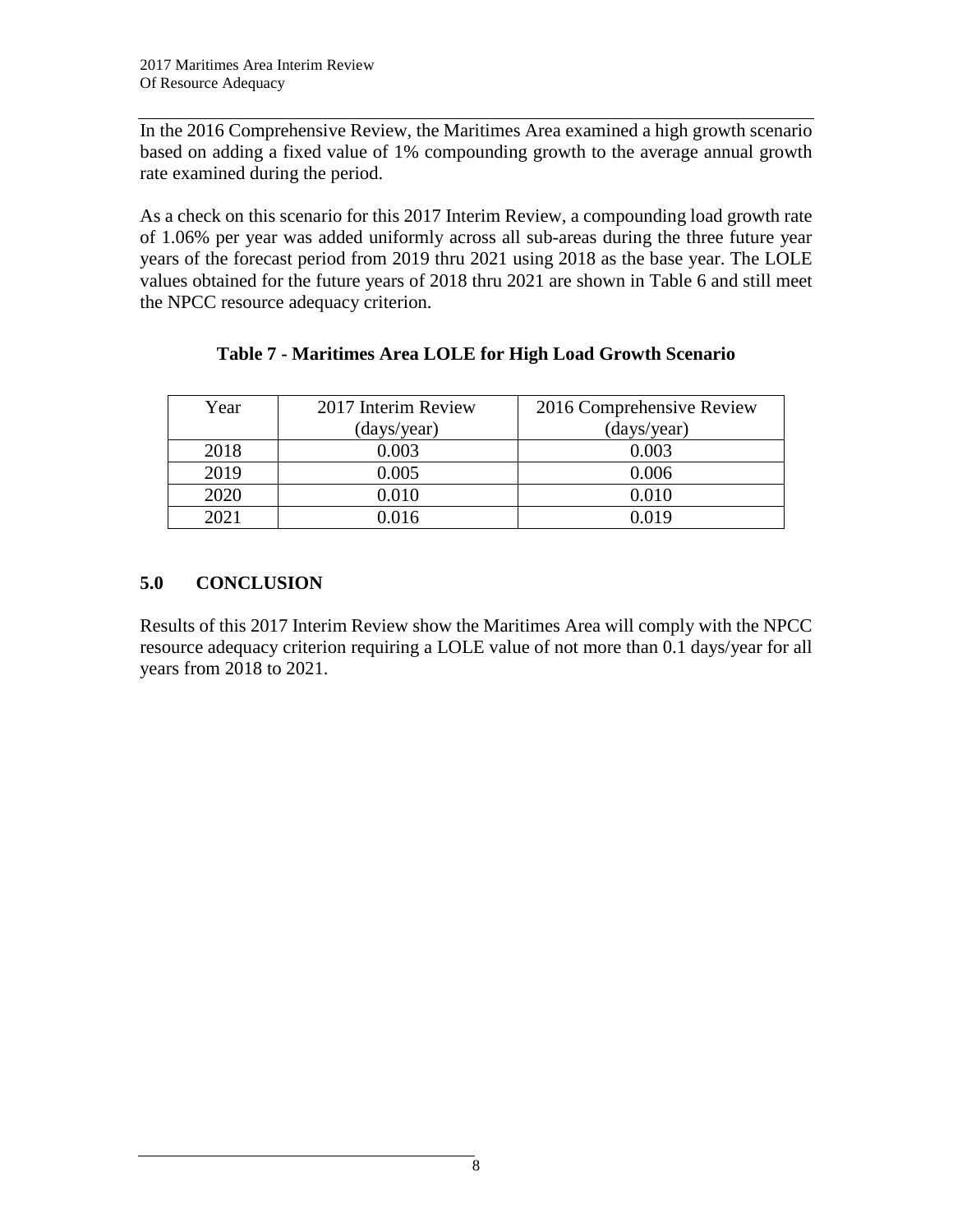In the 2016 Comprehensive Review, the Maritimes Area examined a high growth scenario based on adding a fixed value of 1% compounding growth to the average annual growth rate examined during the period.

As a check on this scenario for this 2017 Interim Review, a compounding load growth rate of 1.06% per year was added uniformly across all sub-areas during the three future year years of the forecast period from 2019 thru 2021 using 2018 as the base year. The LOLE values obtained for the future years of 2018 thru 2021 are shown in Table 6 and still meet the NPCC resource adequacy criterion.

**Table 7 - Maritimes Area LOLE for High Load Growth Scenario**

| Year | 2017 Interim Review (days/year) | 2016 Comprehensive Review (days/year) |
|---|---|---|
| 2018 | 0.003 | 0.003 |
| 2019 | 0.005 | 0.006 |
| 2020 | 0.010 | 0.010 |
| 2021 | 0.016 | 0.019 |

## 5.0 CONCLUSION

Results of this 2017 Interim Review show the Maritimes Area will comply with the NPCC resource adequacy criterion requiring a LOLE value of not more than 0.1 days/year for all years from 2018 to 2021.